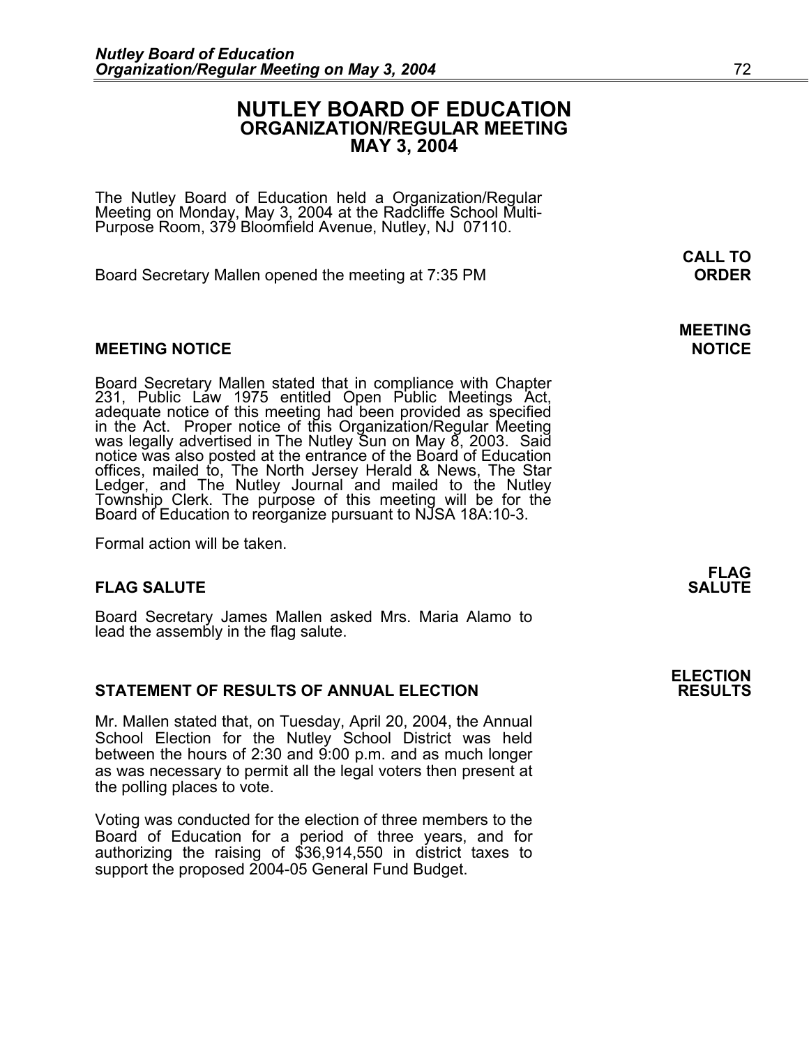# NUTLEY BOARD OF EDUCATION
## ORGANIZATION/REGULAR MEETING
## MAY 3, 2004

The Nutley Board of Education held a Organization/Regular Meeting on Monday, May 3, 2004 at the Radcliffe School Multi-Purpose Room, 379 Bloomfield Avenue, Nutley, NJ 07110.

**CALL TO ORDER**

Board Secretary Mallen opened the meeting at 7:35 PM

**MEETING NOTICE**

### MEETING NOTICE

Board Secretary Mallen stated that in compliance with Chapter 231, Public Law 1975 entitled Open Public Meetings Act, adequate notice of this meeting had been provided as specified in the Act. Proper notice of this Organization/Regular Meeting was legally advertised in The Nutley Sun on May 8, 2003. Said notice was also posted at the entrance of the Board of Education offices, mailed to, The North Jersey Herald & News, The Star Ledger, and The Nutley Journal and mailed to the Nutley Township Clerk. The purpose of this meeting will be for the Board of Education to reorganize pursuant to NJSA 18A:10-3.

Formal action will be taken.

**FLAG SALUTE**

### FLAG SALUTE

Board Secretary James Mallen asked Mrs. Maria Alamo to lead the assembly in the flag salute.

**ELECTION RESULTS**

### STATEMENT OF RESULTS OF ANNUAL ELECTION

Mr. Mallen stated that, on Tuesday, April 20, 2004, the Annual School Election for the Nutley School District was held between the hours of 2:30 and 9:00 p.m. and as much longer as was necessary to permit all the legal voters then present at the polling places to vote.

Voting was conducted for the election of three members to the Board of Education for a period of three years, and for authorizing the raising of $36,914,550 in district taxes to support the proposed 2004-05 General Fund Budget.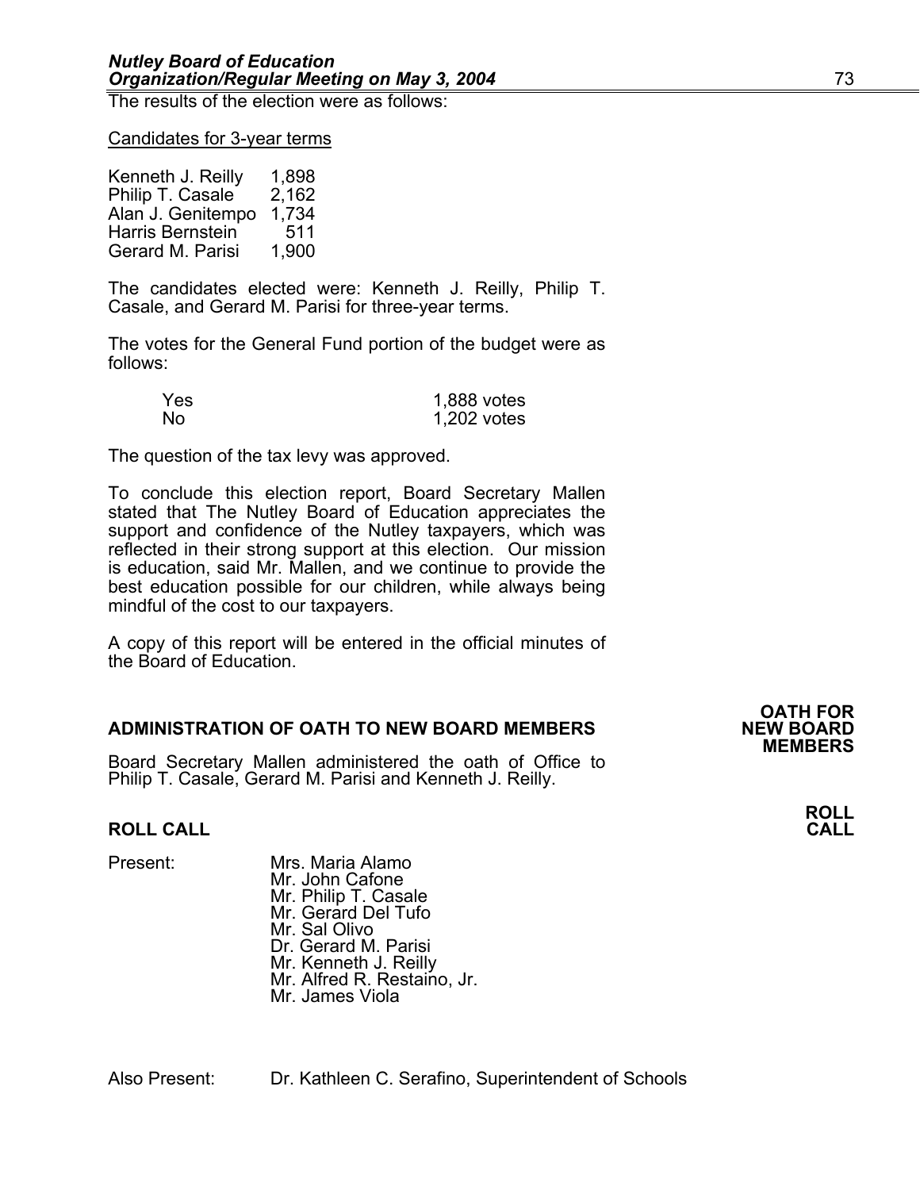The results of the election were as follows:

Candidates for 3-year terms

| | |
|---|---|
| Kenneth J. Reilly | 1,898 |
| Philip T. Casale | 2,162 |
| Alan J. Genitempo | 1,734 |
| Harris Bernstein | 511 |
| Gerard M. Parisi | 1,900 |

The candidates elected were: Kenneth J. Reilly, Philip T. Casale, and Gerard M. Parisi for three-year terms.

The votes for the General Fund portion of the budget were as follows:

| | |
|---|---|
| Yes | 1,888 votes |
| No | 1,202 votes |

The question of the tax levy was approved.

To conclude this election report, Board Secretary Mallen stated that The Nutley Board of Education appreciates the support and confidence of the Nutley taxpayers, which was reflected in their strong support at this election. Our mission is education, said Mr. Mallen, and we continue to provide the best education possible for our children, while always being mindful of the cost to our taxpayers.

A copy of this report will be entered in the official minutes of the Board of Education.

**OATH FOR NEW BOARD MEMBERS**

**ADMINISTRATION OF OATH TO NEW BOARD MEMBERS**

Board Secretary Mallen administered the oath of Office to Philip T. Casale, Gerard M. Parisi and Kenneth J. Reilly.

**ROLL CALL**

**ROLL CALL**

Present:
- Mrs. Maria Alamo
- Mr. John Cafone
- Mr. Philip T. Casale
- Mr. Gerard Del Tufo
- Mr. Sal Olivo
- Dr. Gerard M. Parisi
- Mr. Kenneth J. Reilly
- Mr. Alfred R. Restaino, Jr.
- Mr. James Viola

Also Present: Dr. Kathleen C. Serafino, Superintendent of Schools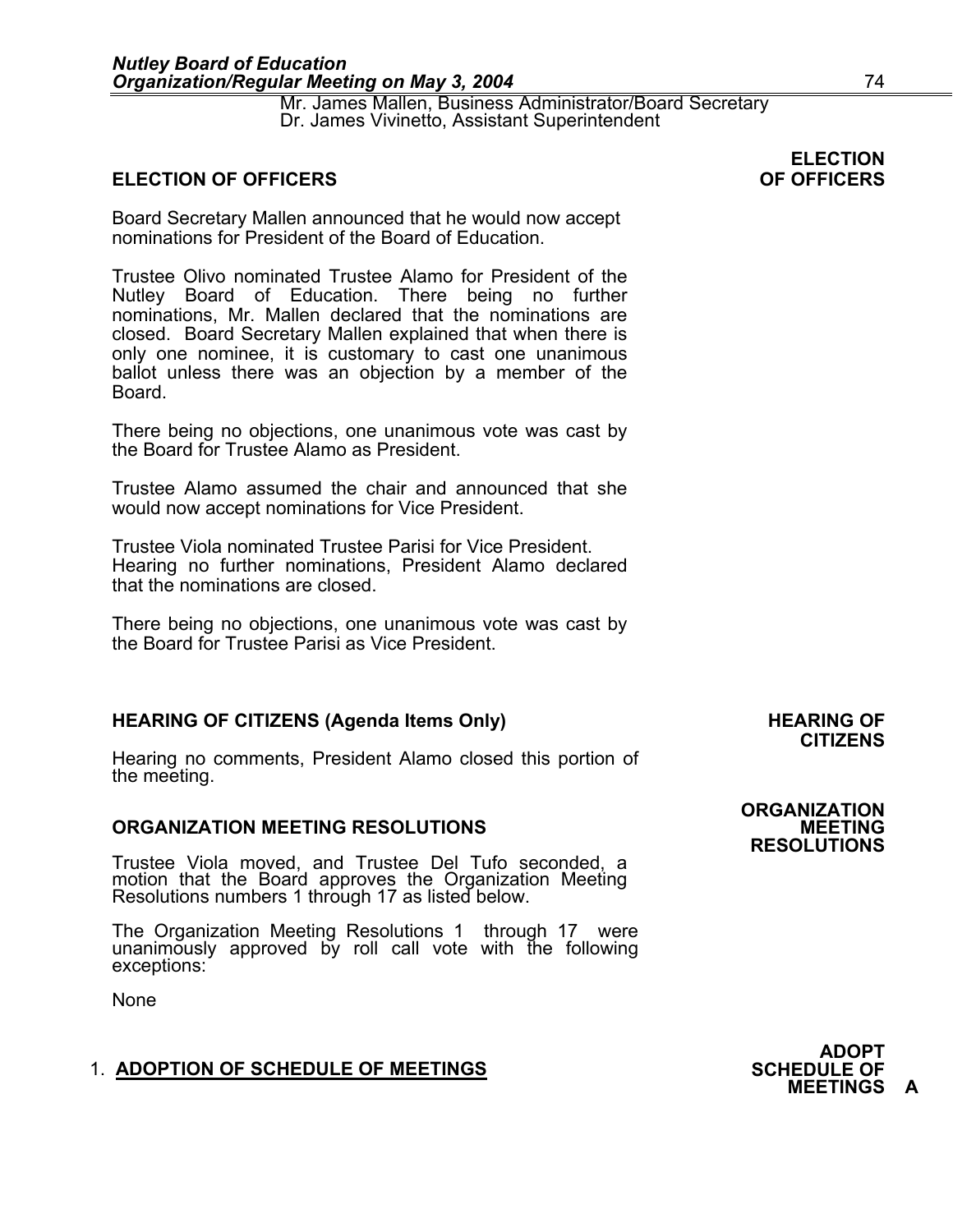Mr. James Mallen, Business Administrator/Board Secretary
Dr. James Vivinetto, Assistant Superintendent

## ELECTION OF OFFICERS

**ELECTION OF OFFICERS**

Board Secretary Mallen announced that he would now accept nominations for President of the Board of Education.

Trustee Olivo nominated Trustee Alamo for President of the Nutley Board of Education. There being no further nominations, Mr. Mallen declared that the nominations are closed. Board Secretary Mallen explained that when there is only one nominee, it is customary to cast one unanimous ballot unless there was an objection by a member of the Board.

There being no objections, one unanimous vote was cast by the Board for Trustee Alamo as President.

Trustee Alamo assumed the chair and announced that she would now accept nominations for Vice President.

Trustee Viola nominated Trustee Parisi for Vice President. Hearing no further nominations, President Alamo declared that the nominations are closed.

There being no objections, one unanimous vote was cast by the Board for Trustee Parisi as Vice President.

## HEARING OF CITIZENS (Agenda Items Only)

**HEARING OF CITIZENS**

Hearing no comments, President Alamo closed this portion of the meeting.

## ORGANIZATION MEETING RESOLUTIONS

**ORGANIZATION MEETING RESOLUTIONS**

Trustee Viola moved, and Trustee Del Tufo seconded, a motion that the Board approves the Organization Meeting Resolutions numbers 1 through 17 as listed below.

The Organization Meeting Resolutions 1 through 17 were unanimously approved by roll call vote with the following exceptions:

None

1. **ADOPTION OF SCHEDULE OF MEETINGS**

**ADOPT SCHEDULE OF MEETINGS A**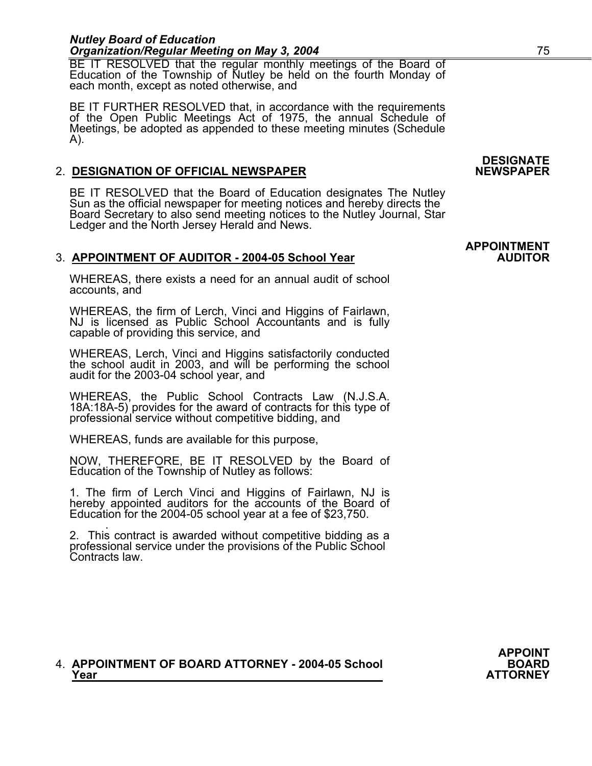BE IT RESOLVED that the regular monthly meetings of the Board of Education of the Township of Nutley be held on the fourth Monday of each month, except as noted otherwise, and

BE IT FURTHER RESOLVED that, in accordance with the requirements of the Open Public Meetings Act of 1975, the annual Schedule of Meetings, be adopted as appended to these meeting minutes (Schedule A).

**DESIGNATE NEWSPAPER**

2. **DESIGNATION OF OFFICIAL NEWSPAPER**

BE IT RESOLVED that the Board of Education designates The Nutley Sun as the official newspaper for meeting notices and hereby directs the Board Secretary to also send meeting notices to the Nutley Journal, Star Ledger and the North Jersey Herald and News.

**APPOINTMENT AUDITOR**

3. **APPOINTMENT OF AUDITOR - 2004-05 School Year**

WHEREAS, there exists a need for an annual audit of school accounts, and

WHEREAS, the firm of Lerch, Vinci and Higgins of Fairlawn, NJ is licensed as Public School Accountants and is fully capable of providing this service, and

WHEREAS, Lerch, Vinci and Higgins satisfactorily conducted the school audit in 2003, and will be performing the school audit for the 2003-04 school year, and

WHEREAS, the Public School Contracts Law (N.J.S.A. 18A:18A-5) provides for the award of contracts for this type of professional service without competitive bidding, and

WHEREAS, funds are available for this purpose,

NOW, THEREFORE, BE IT RESOLVED by the Board of Education of the Township of Nutley as follows:

1. The firm of Lerch Vinci and Higgins of Fairlawn, NJ is hereby appointed auditors for the accounts of the Board of Education for the 2004-05 school year at a fee of $23,750.

2. This contract is awarded without competitive bidding as a professional service under the provisions of the Public School Contracts law.

**APPOINT BOARD ATTORNEY**

4. **APPOINTMENT OF BOARD ATTORNEY - 2004-05 School Year**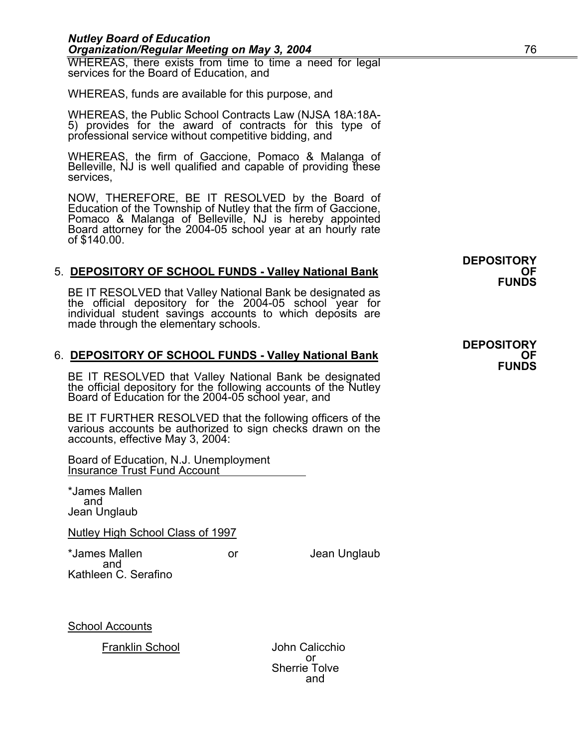WHEREAS, there exists from time to time a need for legal services for the Board of Education, and

WHEREAS, funds are available for this purpose, and

WHEREAS, the Public School Contracts Law (NJSA 18A:18A-5) provides for the award of contracts for this type of professional service without competitive bidding, and

WHEREAS, the firm of Gaccione, Pomaco & Malanga of Belleville, NJ is well qualified and capable of providing these services,

NOW, THEREFORE, BE IT RESOLVED by the Board of Education of the Township of Nutley that the firm of Gaccione, Pomaco & Malanga of Belleville, NJ is hereby appointed Board attorney for the 2004-05 school year at an hourly rate of $140.00.

**DEPOSITORY OF FUNDS**

5. **DEPOSITORY OF SCHOOL FUNDS - Valley National Bank**

BE IT RESOLVED that Valley National Bank be designated as the official depository for the 2004-05 school year for individual student savings accounts to which deposits are made through the elementary schools.

**DEPOSITORY OF FUNDS**

6. **DEPOSITORY OF SCHOOL FUNDS - Valley National Bank**

BE IT RESOLVED that Valley National Bank be designated the official depository for the following accounts of the Nutley Board of Education for the 2004-05 school year, and

BE IT FURTHER RESOLVED that the following officers of the various accounts be authorized to sign checks drawn on the accounts, effective May 3, 2004:

Board of Education, N.J. Unemployment Insurance Trust Fund Account

*James Mallen
and
Jean Unglaub

Nutley High School Class of 1997

*James Mallen or Jean Unglaub
and
Kathleen C. Serafino

School Accounts

Franklin School — John Calicchio
or
Sherrie Tolve
and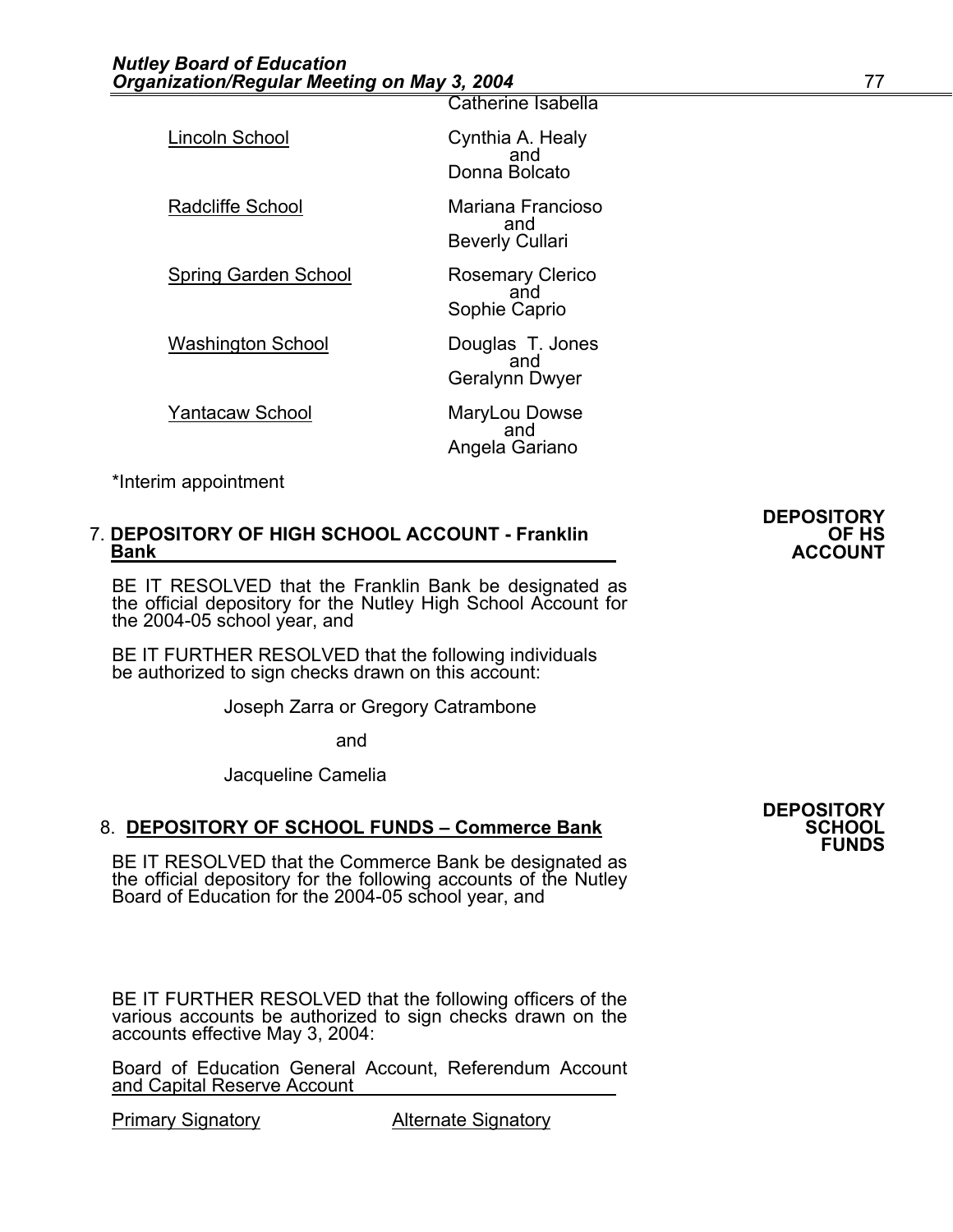| | |
|---|---|
| | Catherine Isabella |
| Lincoln School | Cynthia A. Healy and Donna Bolcato |
| Radcliffe School | Mariana Francioso and Beverly Cullari |
| Spring Garden School | Rosemary Clerico and Sophie Caprio |
| Washington School | Douglas T. Jones and Geralynn Dwyer |
| Yantacaw School | MaryLou Dowse and Angela Gariano |

*Interim appointment

**DEPOSITORY OF HS ACCOUNT**

7. **DEPOSITORY OF HIGH SCHOOL ACCOUNT - Franklin Bank**

BE IT RESOLVED that the Franklin Bank be designated as the official depository for the Nutley High School Account for the 2004-05 school year, and

BE IT FURTHER RESOLVED that the following individuals be authorized to sign checks drawn on this account:

Joseph Zarra or Gregory Catrambone

and

Jacqueline Camelia

**DEPOSITORY SCHOOL FUNDS**

8. **DEPOSITORY OF SCHOOL FUNDS – Commerce Bank**

BE IT RESOLVED that the Commerce Bank be designated as the official depository for the following accounts of the Nutley Board of Education for the 2004-05 school year, and

BE IT FURTHER RESOLVED that the following officers of the various accounts be authorized to sign checks drawn on the accounts effective May 3, 2004:

Board of Education General Account, Referendum Account and Capital Reserve Account

| Primary Signatory | Alternate Signatory |
|---|---|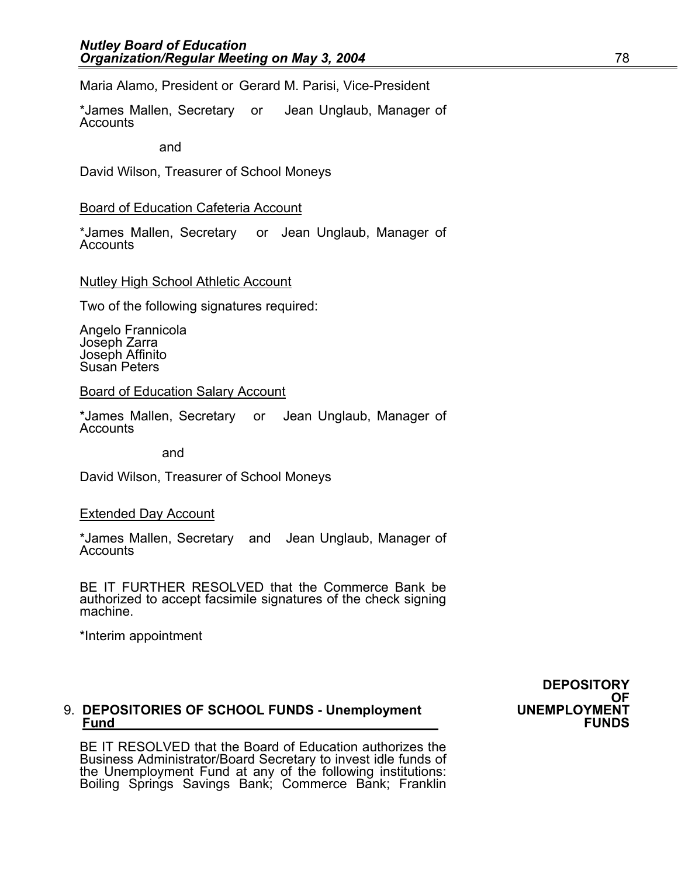Maria Alamo, President or Gerard M. Parisi, Vice-President

*James Mallen, Secretary or Jean Unglaub, Manager of Accounts

and

David Wilson, Treasurer of School Moneys

<u>Board of Education Cafeteria Account</u>

*James Mallen, Secretary or Jean Unglaub, Manager of Accounts

<u>Nutley High School Athletic Account</u>

Two of the following signatures required:

Angelo Frannicola
Joseph Zarra
Joseph Affinito
Susan Peters

<u>Board of Education Salary Account</u>

*James Mallen, Secretary or Jean Unglaub, Manager of Accounts

and

David Wilson, Treasurer of School Moneys

<u>Extended Day Account</u>

*James Mallen, Secretary and Jean Unglaub, Manager of Accounts

BE IT FURTHER RESOLVED that the Commerce Bank be authorized to accept facsimile signatures of the check signing machine.

*Interim appointment

**DEPOSITORY OF UNEMPLOYMENT FUNDS**

9. **DEPOSITORIES OF SCHOOL FUNDS - Unemployment Fund**

BE IT RESOLVED that the Board of Education authorizes the Business Administrator/Board Secretary to invest idle funds of the Unemployment Fund at any of the following institutions: Boiling Springs Savings Bank; Commerce Bank; Franklin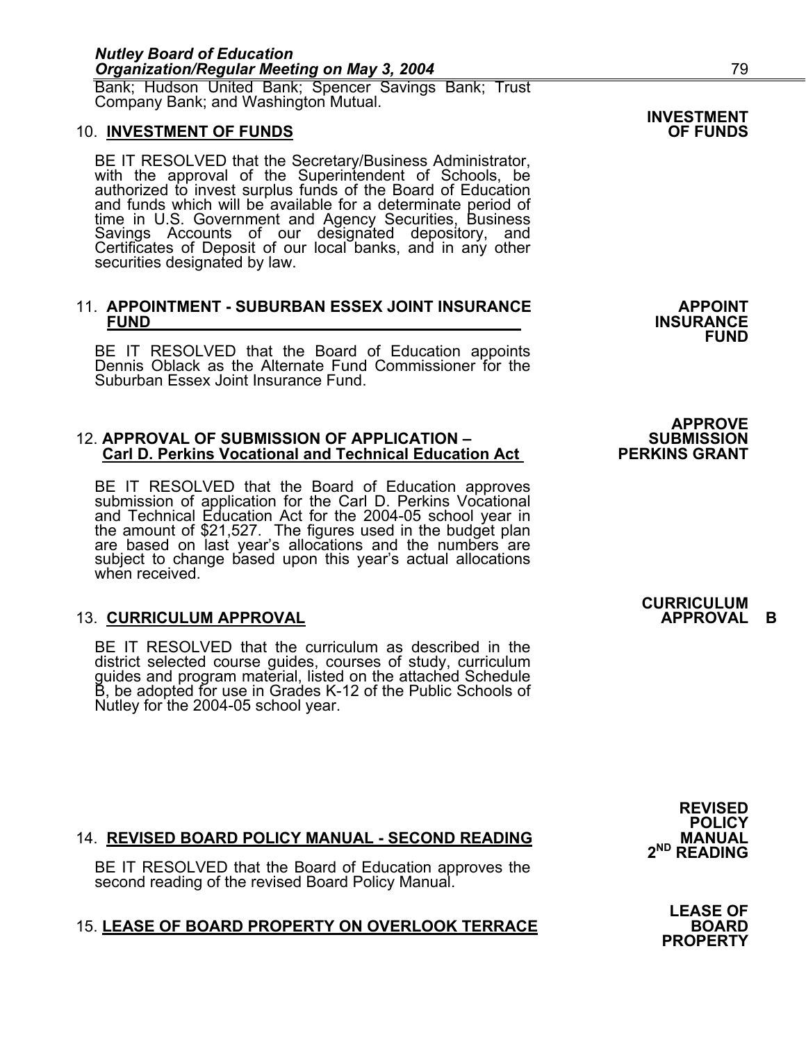Bank; Hudson United Bank; Spencer Savings Bank; Trust Company Bank; and Washington Mutual.

**INVESTMENT OF FUNDS**

10. **INVESTMENT OF FUNDS**

BE IT RESOLVED that the Secretary/Business Administrator, with the approval of the Superintendent of Schools, be authorized to invest surplus funds of the Board of Education and funds which will be available for a determinate period of time in U.S. Government and Agency Securities, Business Savings Accounts of our designated depository, and Certificates of Deposit of our local banks, and in any other securities designated by law.

**APPOINT INSURANCE FUND**

11. **APPOINTMENT - SUBURBAN ESSEX JOINT INSURANCE FUND**

BE IT RESOLVED that the Board of Education appoints Dennis Oblack as the Alternate Fund Commissioner for the Suburban Essex Joint Insurance Fund.

**APPROVE SUBMISSION PERKINS GRANT**

12. **APPROVAL OF SUBMISSION OF APPLICATION – Carl D. Perkins Vocational and Technical Education Act**

BE IT RESOLVED that the Board of Education approves submission of application for the Carl D. Perkins Vocational and Technical Education Act for the 2004-05 school year in the amount of $21,527. The figures used in the budget plan are based on last year's allocations and the numbers are subject to change based upon this year's actual allocations when received.

**CURRICULUM APPROVAL B**

13. **CURRICULUM APPROVAL**

BE IT RESOLVED that the curriculum as described in the district selected course guides, courses of study, curriculum guides and program material, listed on the attached Schedule B, be adopted for use in Grades K-12 of the Public Schools of Nutley for the 2004-05 school year.

**REVISED POLICY MANUAL 2ND READING**

14. **REVISED BOARD POLICY MANUAL - SECOND READING**

BE IT RESOLVED that the Board of Education approves the second reading of the revised Board Policy Manual.

**LEASE OF BOARD PROPERTY**

15. **LEASE OF BOARD PROPERTY ON OVERLOOK TERRACE**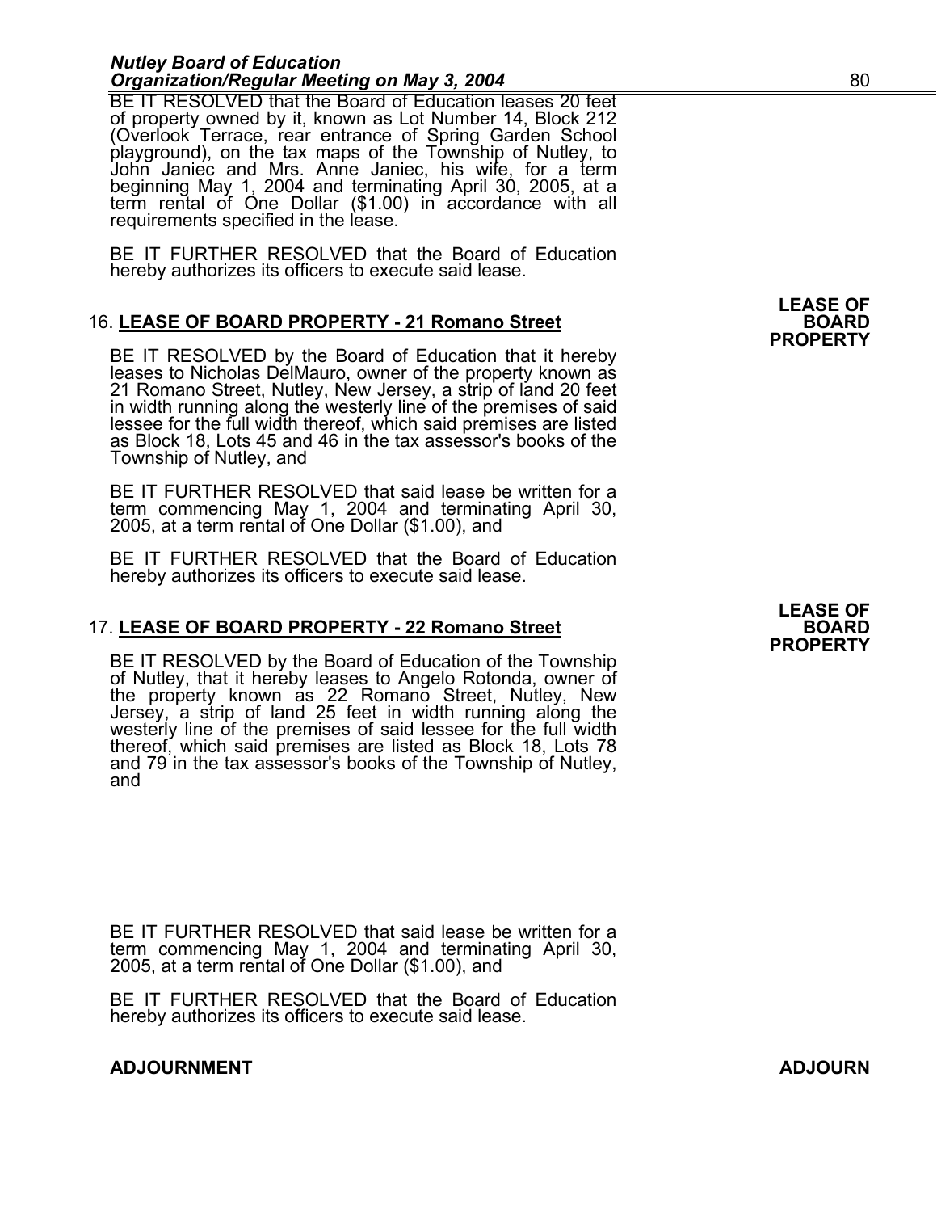BE IT RESOLVED that the Board of Education leases 20 feet of property owned by it, known as Lot Number 14, Block 212 (Overlook Terrace, rear entrance of Spring Garden School playground), on the tax maps of the Township of Nutley, to John Janiec and Mrs. Anne Janiec, his wife, for a term beginning May 1, 2004 and terminating April 30, 2005, at a term rental of One Dollar ($1.00) in accordance with all requirements specified in the lease.

BE IT FURTHER RESOLVED that the Board of Education hereby authorizes its officers to execute said lease.

**LEASE OF BOARD PROPERTY**

16. **LEASE OF BOARD PROPERTY - 21 Romano Street**

BE IT RESOLVED by the Board of Education that it hereby leases to Nicholas DelMauro, owner of the property known as 21 Romano Street, Nutley, New Jersey, a strip of land 20 feet in width running along the westerly line of the premises of said lessee for the full width thereof, which said premises are listed as Block 18, Lots 45 and 46 in the tax assessor's books of the Township of Nutley, and

BE IT FURTHER RESOLVED that said lease be written for a term commencing May 1, 2004 and terminating April 30, 2005, at a term rental of One Dollar ($1.00), and

BE IT FURTHER RESOLVED that the Board of Education hereby authorizes its officers to execute said lease.

**LEASE OF BOARD PROPERTY**

17. **LEASE OF BOARD PROPERTY - 22 Romano Street**

BE IT RESOLVED by the Board of Education of the Township of Nutley, that it hereby leases to Angelo Rotonda, owner of the property known as 22 Romano Street, Nutley, New Jersey, a strip of land 25 feet in width running along the westerly line of the premises of said lessee for the full width thereof, which said premises are listed as Block 18, Lots 78 and 79 in the tax assessor's books of the Township of Nutley, and

BE IT FURTHER RESOLVED that said lease be written for a term commencing May 1, 2004 and terminating April 30, 2005, at a term rental of One Dollar ($1.00), and

BE IT FURTHER RESOLVED that the Board of Education hereby authorizes its officers to execute said lease.

**ADJOURNMENT** **ADJOURN**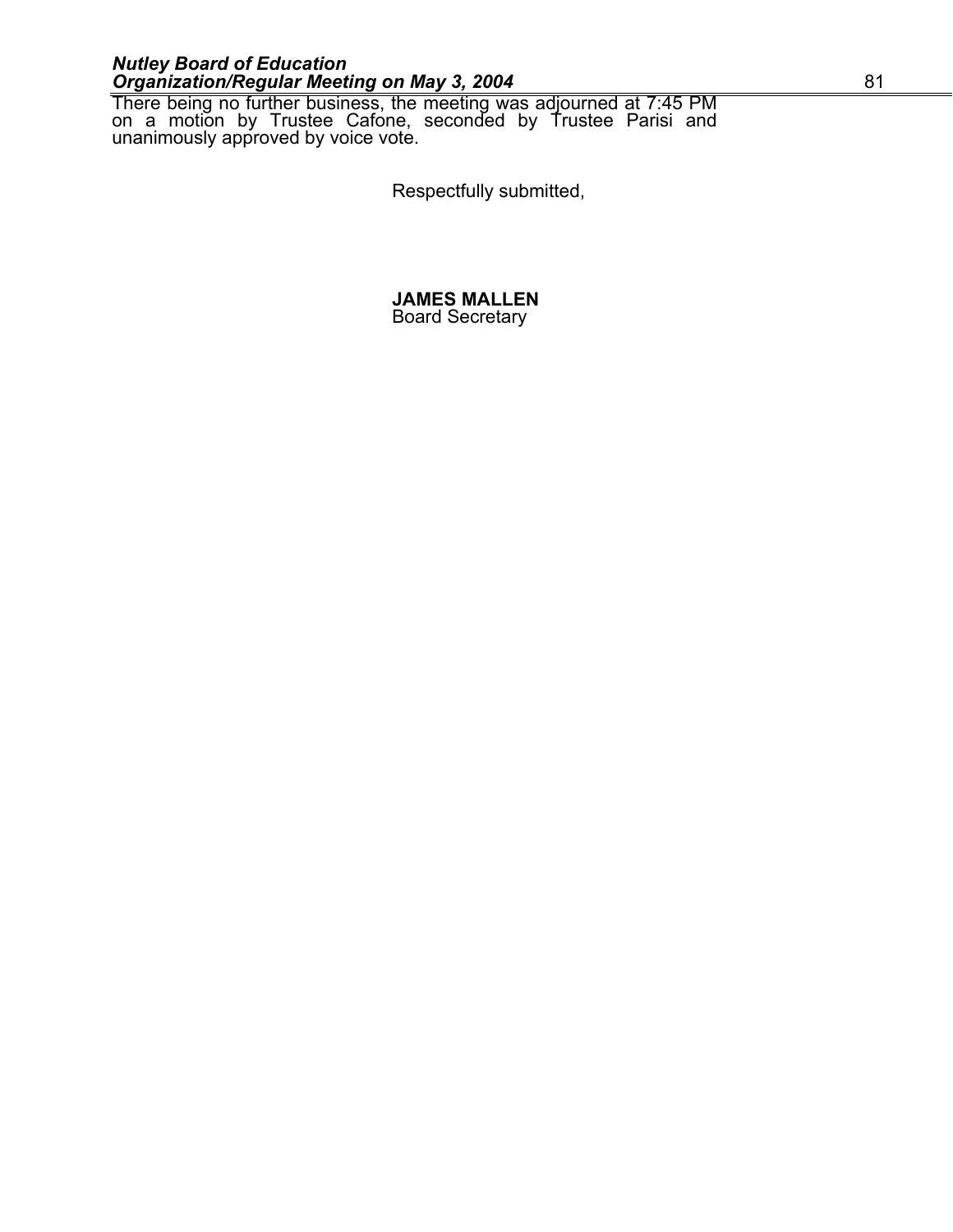There being no further business, the meeting was adjourned at 7:45 PM on a motion by Trustee Cafone, seconded by Trustee Parisi and unanimously approved by voice vote.

Respectfully submitted,

**JAMES MALLEN**
Board Secretary